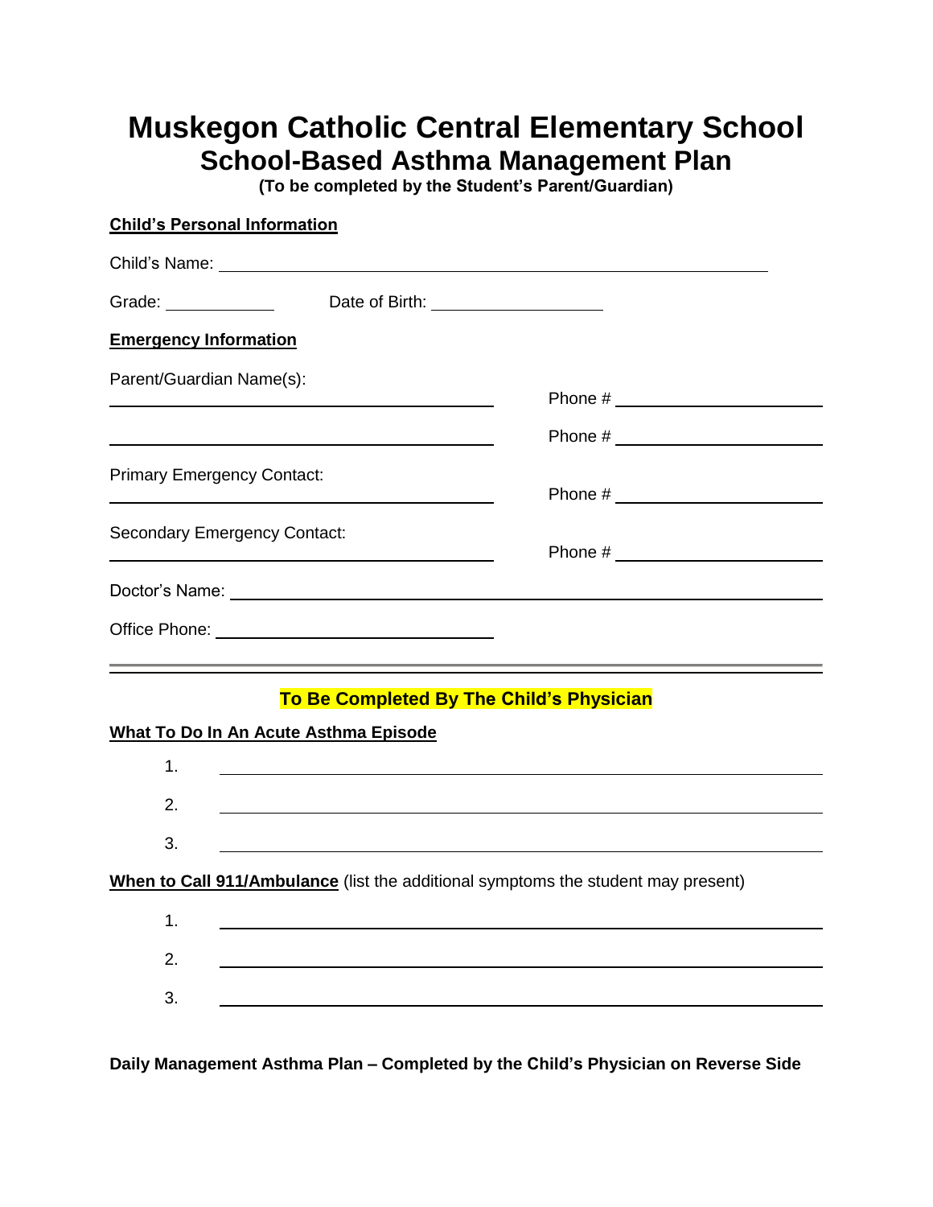# Muskegon Catholic Central Elementary School

## School-Based Asthma Management Plan

**(To be completed by the Student's Parent/Guardian)**

**Child's Personal Information**

Child's Name: ______________________________________________

Grade: __________ Date of Birth: ________________

**Emergency Information**

Parent/Guardian Name(s):

______________________________ Phone # ________________

______________________________ Phone # ________________

Primary Emergency Contact:

______________________________ Phone # ________________

Secondary Emergency Contact:

______________________________ Phone # ________________

Doctor's Name: ______________________________________________

Office Phone: ______________________________

---

**To Be Completed By The Child's Physician**

**What To Do In An Acute Asthma Episode**

1. ______________________________________________
2. ______________________________________________
3. ______________________________________________

**When to Call 911/Ambulance** (list the additional symptoms the student may present)

1. ______________________________________________
2. ______________________________________________
3. ______________________________________________

**Daily Management Asthma Plan – Completed by the Child's Physician on Reverse Side**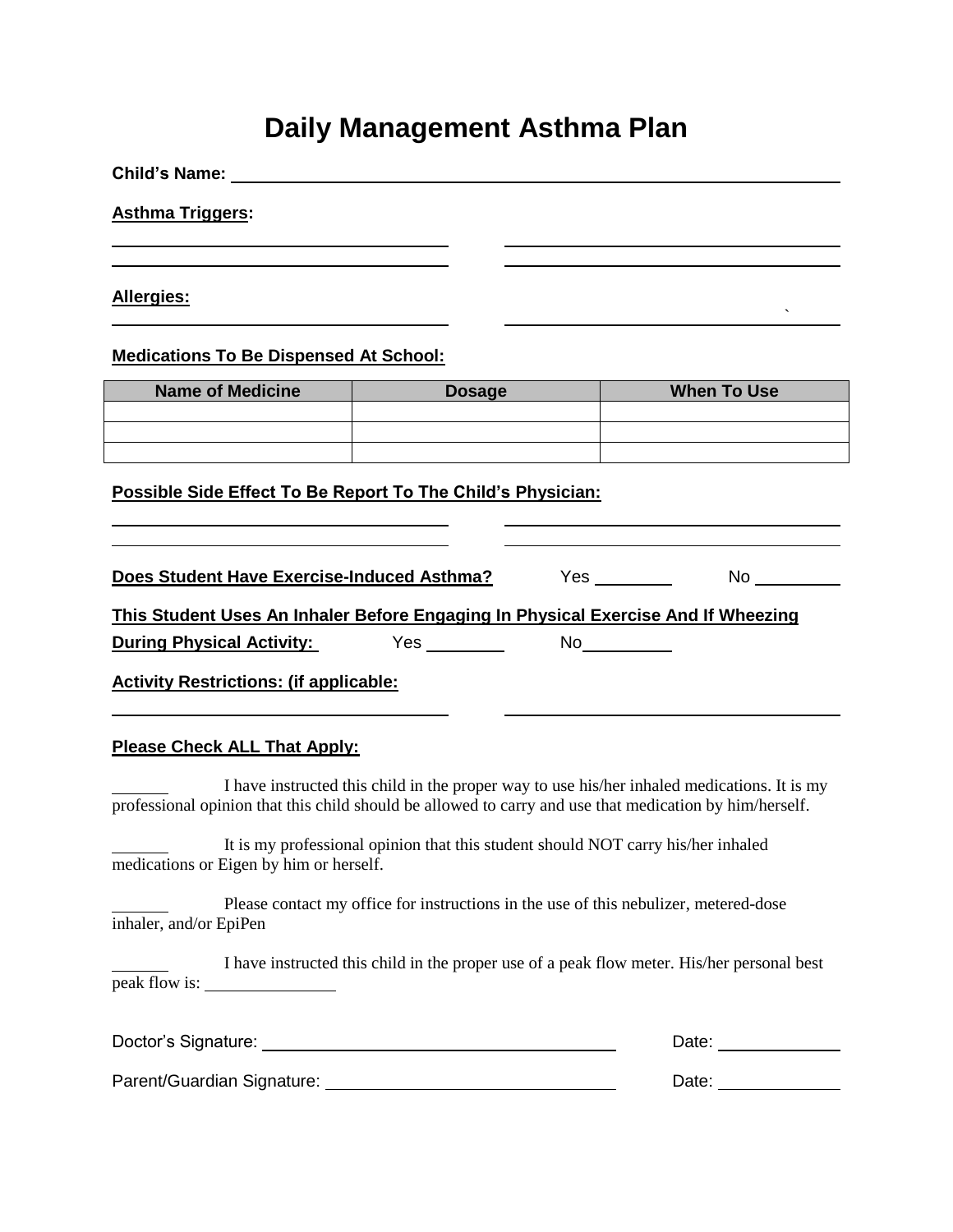# Daily Management Asthma Plan

**Child's Name:** ______________________________

**Asthma Triggers:**

______________________________ ______________________________

______________________________ ______________________________

**Allergies:**

______________________________ ______________________________

**Medications To Be Dispensed At School:**

| Name of Medicine | Dosage | When To Use |
|---|---|---|
| | | |
| | | |
| | | |

**Possible Side Effect To Be Report To The Child's Physician:**

______________________________ ______________________________

______________________________ ______________________________

**Does Student Have Exercise-Induced Asthma?** Yes ________ No ________

**This Student Uses An Inhaler Before Engaging In Physical Exercise And If Wheezing During Physical Activity:** Yes ________ No ________

**Activity Restrictions: (if applicable:**

______________________________ ______________________________

**Please Check ALL That Apply:**

______ I have instructed this child in the proper way to use his/her inhaled medications. It is my professional opinion that this child should be allowed to carry and use that medication by him/herself.

______ It is my professional opinion that this student should NOT carry his/her inhaled medications or Eigen by him or herself.

______ Please contact my office for instructions in the use of this nebulizer, metered-dose inhaler, and/or EpiPen

______ I have instructed this child in the proper use of a peak flow meter. His/her personal best peak flow is: ____________

Doctor's Signature: ______________________________ Date: ____________

Parent/Guardian Signature: ______________________________ Date: ____________